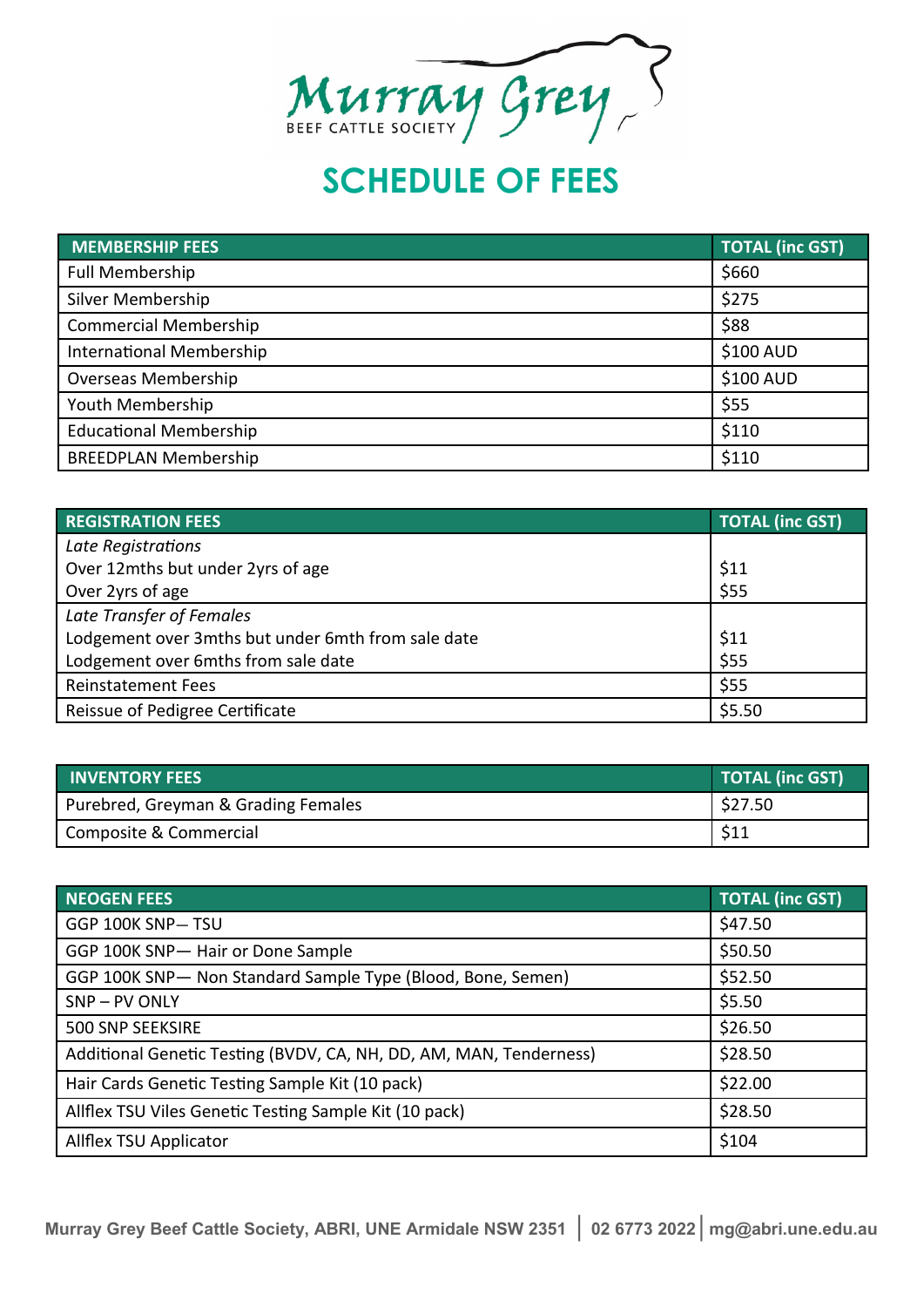Murray Grey
BEEF CATTLE SOCIETY

# SCHEDULE OF FEES

| MEMBERSHIP FEES | TOTAL (inc GST) |
|---|---|
| Full Membership | $660 |
| Silver Membership | $275 |
| Commercial Membership | $88 |
| International Membership | $100 AUD |
| Overseas Membership | $100 AUD |
| Youth Membership | $55 |
| Educational Membership | $110 |
| BREEDPLAN Membership | $110 |

| REGISTRATION FEES | TOTAL (inc GST) |
|---|---|
| *Late Registrations* | |
| Over 12mths but under 2yrs of age | $11 |
| Over 2yrs of age | $55 |
| *Late Transfer of Females* | |
| Lodgement over 3mths but under 6mth from sale date | $11 |
| Lodgement over 6mths from sale date | $55 |
| Reinstatement Fees | $55 |
| Reissue of Pedigree Certificate | $5.50 |

| INVENTORY FEES | TOTAL (inc GST) |
|---|---|
| Purebred, Greyman & Grading Females | $27.50 |
| Composite & Commercial | $11 |

| NEOGEN FEES | TOTAL (inc GST) |
|---|---|
| GGP 100K SNP— TSU | $47.50 |
| GGP 100K SNP— Hair or Done Sample | $50.50 |
| GGP 100K SNP— Non Standard Sample Type (Blood, Bone, Semen) | $52.50 |
| SNP – PV ONLY | $5.50 |
| 500 SNP SEEKSIRE | $26.50 |
| Additional Genetic Testing (BVDV, CA, NH, DD, AM, MAN, Tenderness) | $28.50 |
| Hair Cards Genetic Testing Sample Kit (10 pack) | $22.00 |
| Allflex TSU Viles Genetic Testing Sample Kit (10 pack) | $28.50 |
| Allflex TSU Applicator | $104 |

Murray Grey Beef Cattle Society, ABRI, UNE Armidale NSW 2351 | 02 6773 2022 | mg@abri.une.edu.au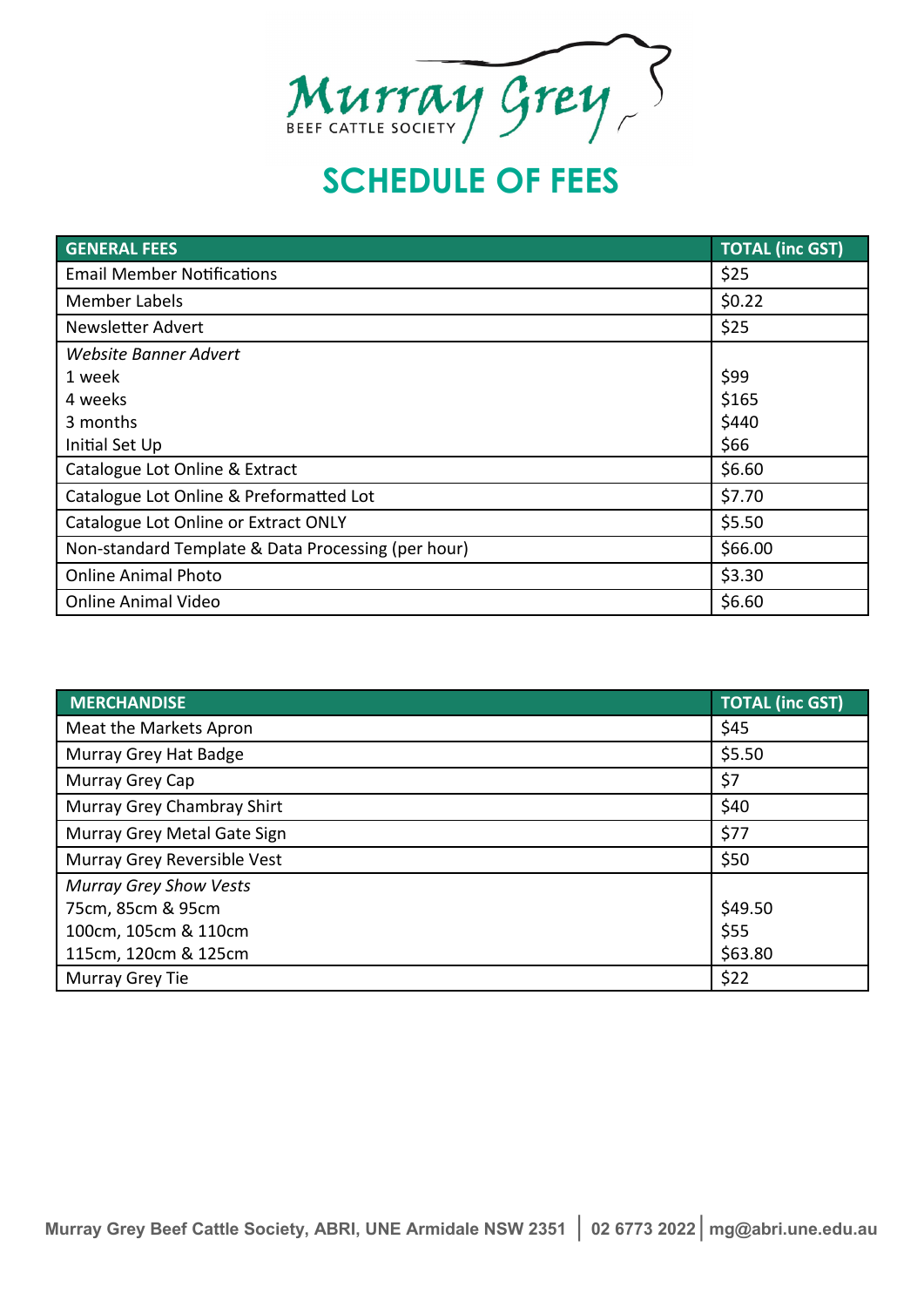Murray Grey
BEEF CATTLE SOCIETY

# SCHEDULE OF FEES

| GENERAL FEES | TOTAL (inc GST) |
|---|---|
| Email Member Notifications | $25 |
| Member Labels | $0.22 |
| Newsletter Advert | $25 |
| *Website Banner Advert* | |
| 1 week | $99 |
| 4 weeks | $165 |
| 3 months | $440 |
| Initial Set Up | $66 |
| Catalogue Lot Online & Extract | $6.60 |
| Catalogue Lot Online & Preformatted Lot | $7.70 |
| Catalogue Lot Online or Extract ONLY | $5.50 |
| Non-standard Template & Data Processing (per hour) | $66.00 |
| Online Animal Photo | $3.30 |
| Online Animal Video | $6.60 |

| MERCHANDISE | TOTAL (inc GST) |
|---|---|
| Meat the Markets Apron | $45 |
| Murray Grey Hat Badge | $5.50 |
| Murray Grey Cap | $7 |
| Murray Grey Chambray Shirt | $40 |
| Murray Grey Metal Gate Sign | $77 |
| Murray Grey Reversible Vest | $50 |
| *Murray Grey Show Vests* | |
| 75cm, 85cm & 95cm | $49.50 |
| 100cm, 105cm & 110cm | $55 |
| 115cm, 120cm & 125cm | $63.80 |
| Murray Grey Tie | $22 |

Murray Grey Beef Cattle Society, ABRI, UNE Armidale NSW 2351 | 02 6773 2022 | mg@abri.une.edu.au